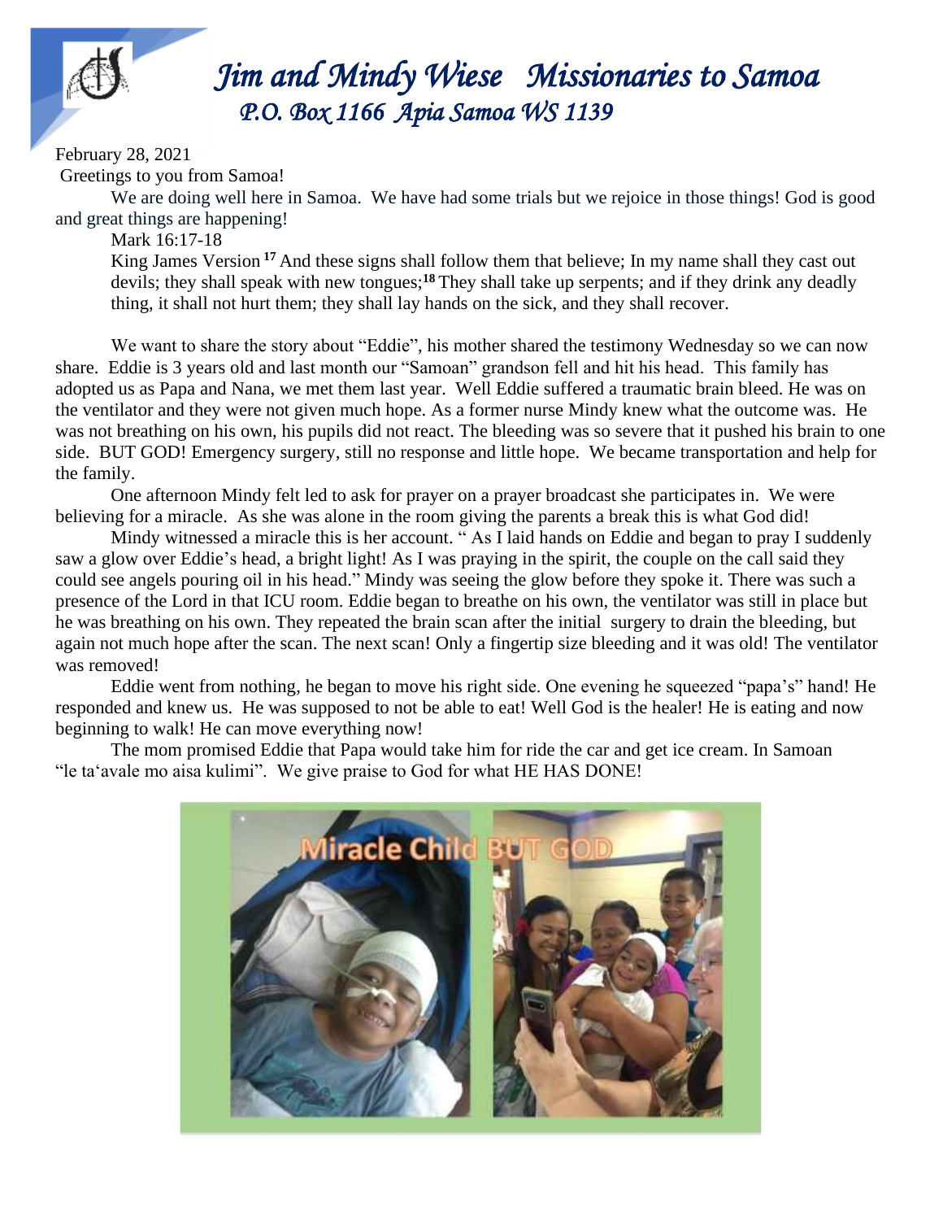# *Jim and Mindy Wiese   Missionaries to Samoa*

### *P.O. Box 1166  Apia Samoa WS 1139*

February 28, 2021

Greetings to you from Samoa!

We are doing well here in Samoa. We have had some trials but we rejoice in those things! God is good and great things are happening!

Mark 16:17-18

King James Version [17] And these signs shall follow them that believe; In my name shall they cast out devils; they shall speak with new tongues;[18] They shall take up serpents; and if they drink any deadly thing, it shall not hurt them; they shall lay hands on the sick, and they shall recover.

We want to share the story about "Eddie", his mother shared the testimony Wednesday so we can now share. Eddie is 3 years old and last month our "Samoan" grandson fell and hit his head. This family has adopted us as Papa and Nana, we met them last year. Well Eddie suffered a traumatic brain bleed. He was on the ventilator and they were not given much hope. As a former nurse Mindy knew what the outcome was. He was not breathing on his own, his pupils did not react. The bleeding was so severe that it pushed his brain to one side. BUT GOD! Emergency surgery, still no response and little hope. We became transportation and help for the family.

One afternoon Mindy felt led to ask for prayer on a prayer broadcast she participates in. We were believing for a miracle. As she was alone in the room giving the parents a break this is what God did!

Mindy witnessed a miracle this is her account. " As I laid hands on Eddie and began to pray I suddenly saw a glow over Eddie's head, a bright light! As I was praying in the spirit, the couple on the call said they could see angels pouring oil in his head." Mindy was seeing the glow before they spoke it. There was such a presence of the Lord in that ICU room. Eddie began to breathe on his own, the ventilator was still in place but he was breathing on his own. They repeated the brain scan after the initial surgery to drain the bleeding, but again not much hope after the scan. The next scan! Only a fingertip size bleeding and it was old! The ventilator was removed!

Eddie went from nothing, he began to move his right side. One evening he squeezed "papa's" hand! He responded and knew us. He was supposed to not be able to eat! Well God is the healer! He is eating and now beginning to walk! He can move everything now!

The mom promised Eddie that Papa would take him for ride the car and get ice cream. In Samoan "le ta'avale mo aisa kulimi". We give praise to God for what HE HAS DONE!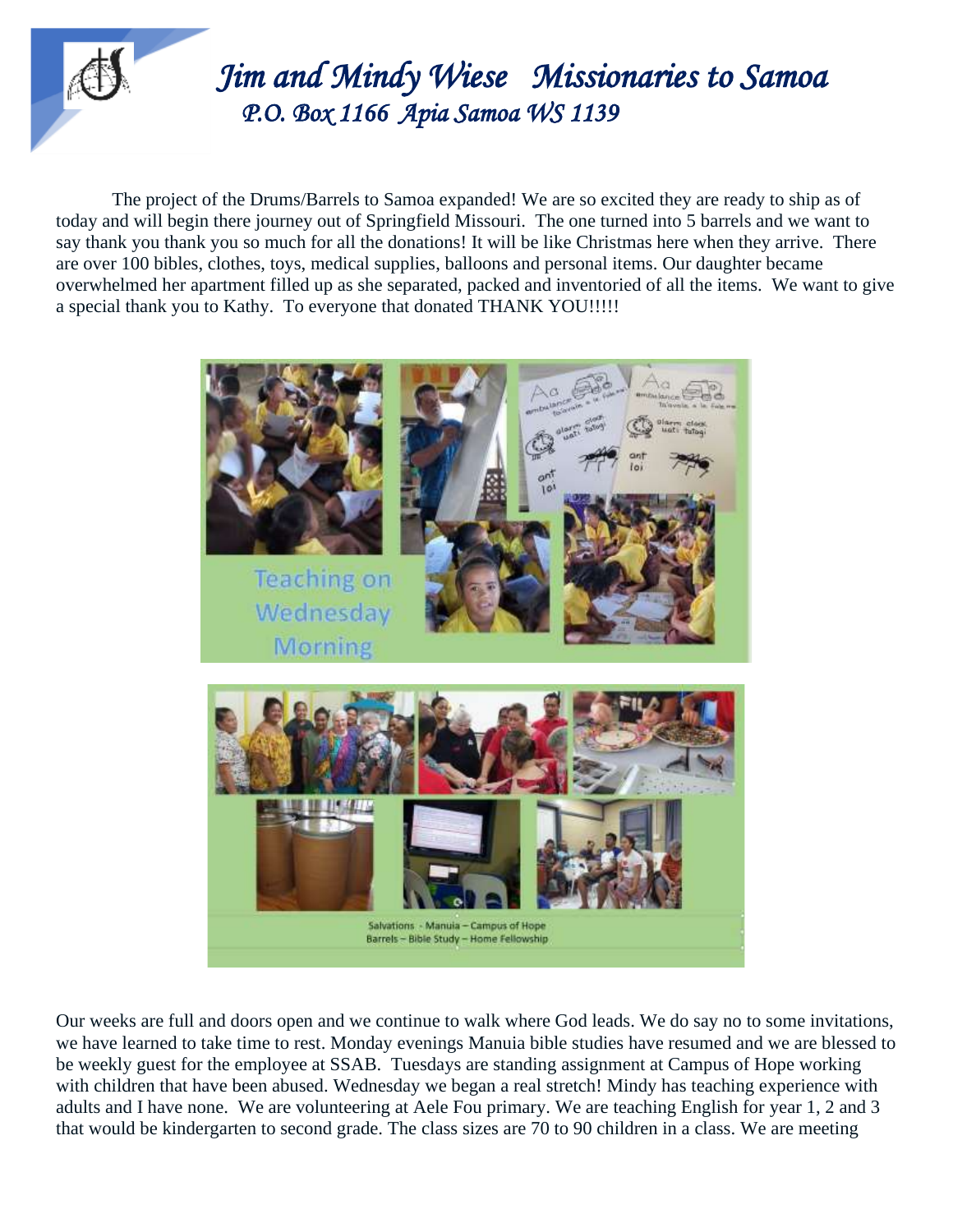# *Jim and Mindy Wiese Missionaries to Samoa*

## *P.O. Box 1166 Apia Samoa WS 1139*

The project of the Drums/Barrels to Samoa expanded! We are so excited they are ready to ship as of today and will begin there journey out of Springfield Missouri. The one turned into 5 barrels and we want to say thank you thank you so much for all the donations! It will be like Christmas here when they arrive. There are over 100 bibles, clothes, toys, medical supplies, balloons and personal items. Our daughter became overwhelmed her apartment filled up as she separated, packed and inventoried of all the items. We want to give a special thank you to Kathy. To everyone that donated THANK YOU!!!!!

Teaching on Wednesday Morning

Salvations - Manuia – Campus of Hope
Barrels – Bible Study – Home Fellowship

Our weeks are full and doors open and we continue to walk where God leads. We do say no to some invitations, we have learned to take time to rest. Monday evenings Manuia bible studies have resumed and we are blessed to be weekly guest for the employee at SSAB. Tuesdays are standing assignment at Campus of Hope working with children that have been abused. Wednesday we began a real stretch! Mindy has teaching experience with adults and I have none. We are volunteering at Aele Fou primary. We are teaching English for year 1, 2 and 3 that would be kindergarten to second grade. The class sizes are 70 to 90 children in a class. We are meeting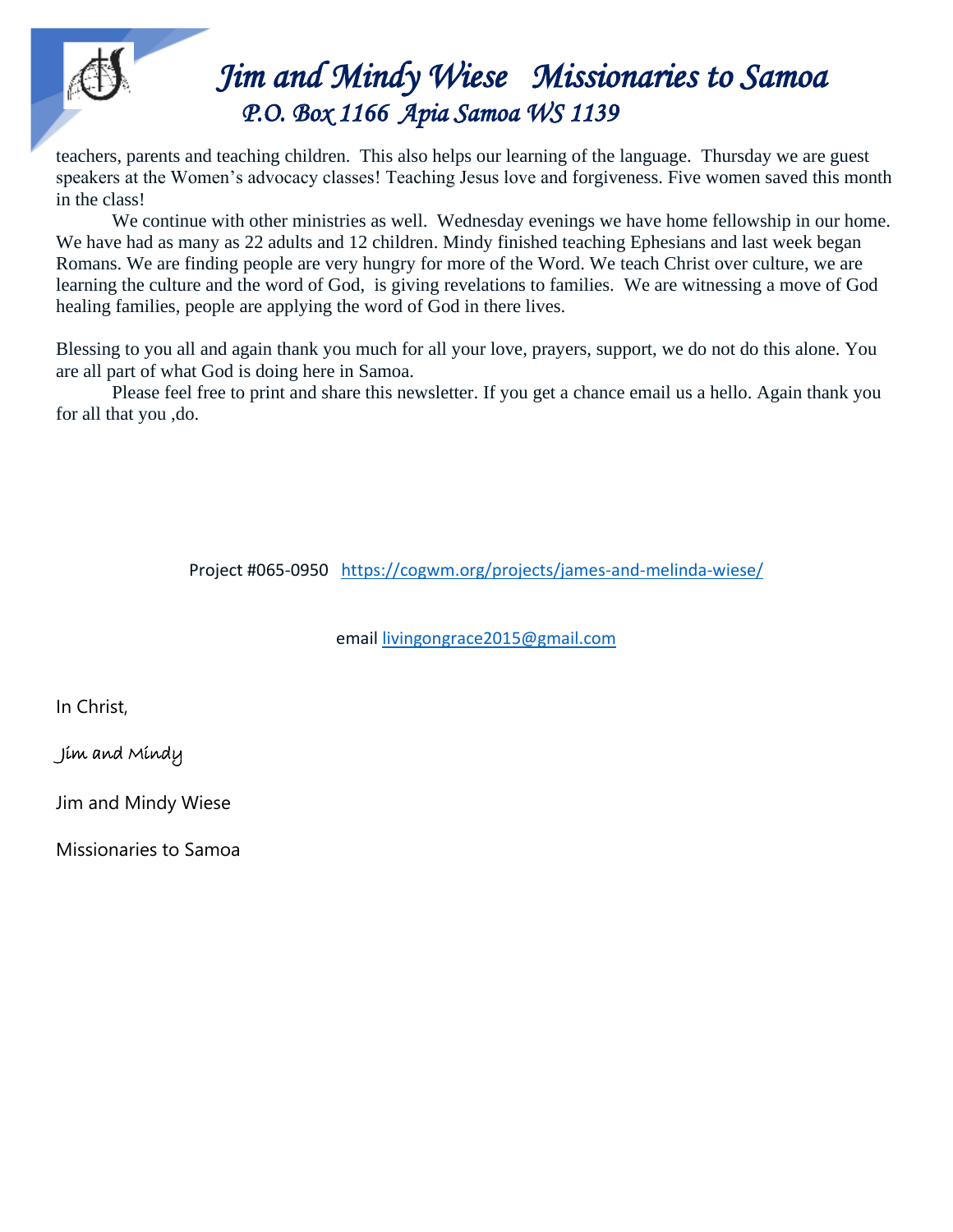teachers, parents and teaching children.  This also helps our learning of the language.  Thursday we are guest speakers at the Women's advocacy classes! Teaching Jesus love and forgiveness. Five women saved this month in the class!

We continue with other ministries as well.  Wednesday evenings we have home fellowship in our home. We have had as many as 22 adults and 12 children. Mindy finished teaching Ephesians and last week began Romans. We are finding people are very hungry for more of the Word. We teach Christ over culture, we are learning the culture and the word of God,  is giving revelations to families.  We are witnessing a move of God healing families, people are applying the word of God in there lives.

Blessing to you all and again thank you much for all your love, prayers, support, we do not do this alone. You are all part of what God is doing here in Samoa.

Please feel free to print and share this newsletter. If you get a chance email us a hello. Again thank you for all that you ,do.

Project #065-0950   https://cogwm.org/projects/james-and-melinda-wiese/

email livingongrace2015@gmail.com

In Christ,

*Jim and Mindy*

Jim and Mindy Wiese

Missionaries to Samoa